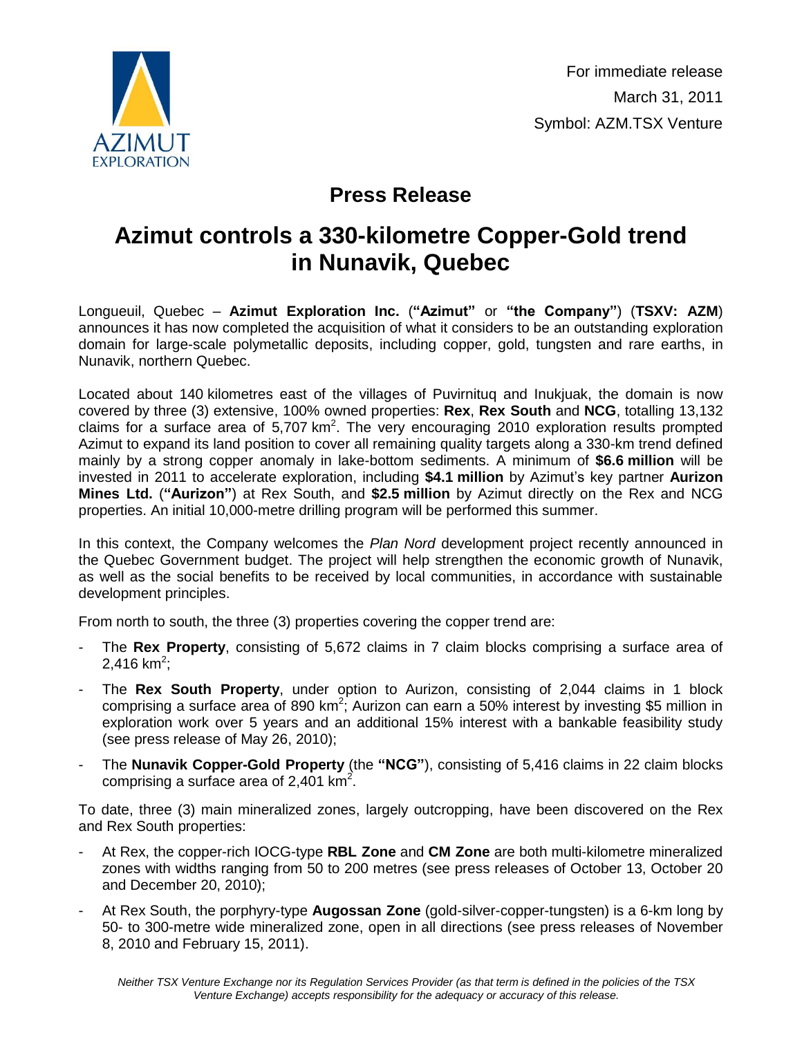For immediate release
March 31, 2011
Symbol: AZM.TSX Venture

## Press Release

# Azimut controls a 330-kilometre Copper-Gold trend in Nunavik, Quebec

Longueuil, Quebec – **Azimut Exploration Inc.** (**"Azimut"** or **"the Company"**) (**TSXV: AZM**) announces it has now completed the acquisition of what it considers to be an outstanding exploration domain for large-scale polymetallic deposits, including copper, gold, tungsten and rare earths, in Nunavik, northern Quebec.

Located about 140 kilometres east of the villages of Puvirnituq and Inukjuak, the domain is now covered by three (3) extensive, 100% owned properties: **Rex**, **Rex South** and **NCG**, totalling 13,132 claims for a surface area of 5,707 $km^2$. The very encouraging 2010 exploration results prompted Azimut to expand its land position to cover all remaining quality targets along a 330-km trend defined mainly by a strong copper anomaly in lake-bottom sediments. A minimum of **$6.6 million** will be invested in 2011 to accelerate exploration, including **$4.1 million** by Azimut's key partner **Aurizon Mines Ltd.** (**"Aurizon"**) at Rex South, and **$2.5 million** by Azimut directly on the Rex and NCG properties. An initial 10,000-metre drilling program will be performed this summer.

In this context, the Company welcomes the *Plan Nord* development project recently announced in the Quebec Government budget. The project will help strengthen the economic growth of Nunavik, as well as the social benefits to be received by local communities, in accordance with sustainable development principles.

From north to south, the three (3) properties covering the copper trend are:

- The **Rex Property**, consisting of 5,672 claims in 7 claim blocks comprising a surface area of 2,416 $km^2$;
- The **Rex South Property**, under option to Aurizon, consisting of 2,044 claims in 1 block comprising a surface area of 890 $km^2$; Aurizon can earn a 50% interest by investing $5 million in exploration work over 5 years and an additional 15% interest with a bankable feasibility study (see press release of May 26, 2010);
- The **Nunavik Copper-Gold Property** (the **"NCG"**), consisting of 5,416 claims in 22 claim blocks comprising a surface area of 2,401 $km^2$.

To date, three (3) main mineralized zones, largely outcropping, have been discovered on the Rex and Rex South properties:

- At Rex, the copper-rich IOCG-type **RBL Zone** and **CM Zone** are both multi-kilometre mineralized zones with widths ranging from 50 to 200 metres (see press releases of October 13, October 20 and December 20, 2010);
- At Rex South, the porphyry-type **Augossan Zone** (gold-silver-copper-tungsten) is a 6-km long by 50- to 300-metre wide mineralized zone, open in all directions (see press releases of November 8, 2010 and February 15, 2011).

*Neither TSX Venture Exchange nor its Regulation Services Provider (as that term is defined in the policies of the TSX Venture Exchange) accepts responsibility for the adequacy or accuracy of this release.*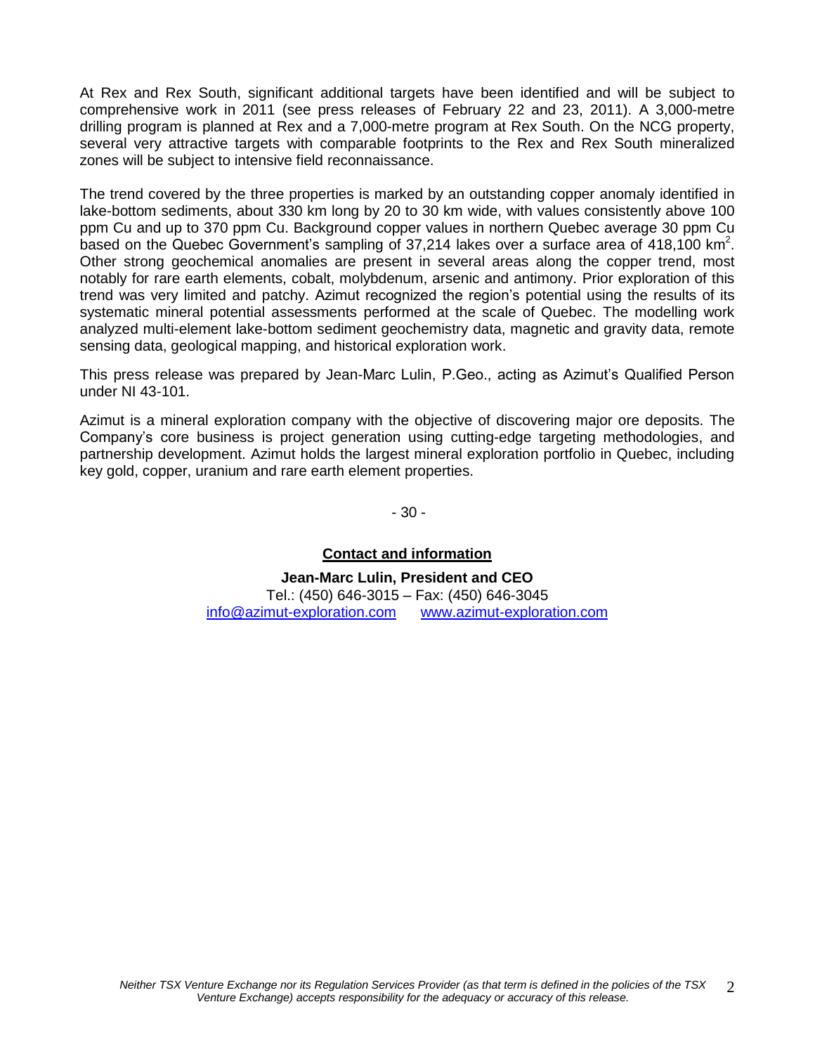At Rex and Rex South, significant additional targets have been identified and will be subject to comprehensive work in 2011 (see press releases of February 22 and 23, 2011). A 3,000-metre drilling program is planned at Rex and a 7,000-metre program at Rex South. On the NCG property, several very attractive targets with comparable footprints to the Rex and Rex South mineralized zones will be subject to intensive field reconnaissance.

The trend covered by the three properties is marked by an outstanding copper anomaly identified in lake-bottom sediments, about 330 km long by 20 to 30 km wide, with values consistently above 100 ppm Cu and up to 370 ppm Cu. Background copper values in northern Quebec average 30 ppm Cu based on the Quebec Government's sampling of 37,214 lakes over a surface area of 418,100 $km^2$. Other strong geochemical anomalies are present in several areas along the copper trend, most notably for rare earth elements, cobalt, molybdenum, arsenic and antimony. Prior exploration of this trend was very limited and patchy. Azimut recognized the region's potential using the results of its systematic mineral potential assessments performed at the scale of Quebec. The modelling work analyzed multi-element lake-bottom sediment geochemistry data, magnetic and gravity data, remote sensing data, geological mapping, and historical exploration work.

This press release was prepared by Jean-Marc Lulin, P.Geo., acting as Azimut's Qualified Person under NI 43-101.

Azimut is a mineral exploration company with the objective of discovering major ore deposits. The Company's core business is project generation using cutting-edge targeting methodologies, and partnership development. Azimut holds the largest mineral exploration portfolio in Quebec, including key gold, copper, uranium and rare earth element properties.

- 30 -

**Contact and information**

**Jean-Marc Lulin, President and CEO**
Tel.: (450) 646-3015 – Fax: (450) 646-3045
info@azimut-exploration.com www.azimut-exploration.com

*Neither TSX Venture Exchange nor its Regulation Services Provider (as that term is defined in the policies of the TSX Venture Exchange) accepts responsibility for the adequacy or accuracy of this release.*